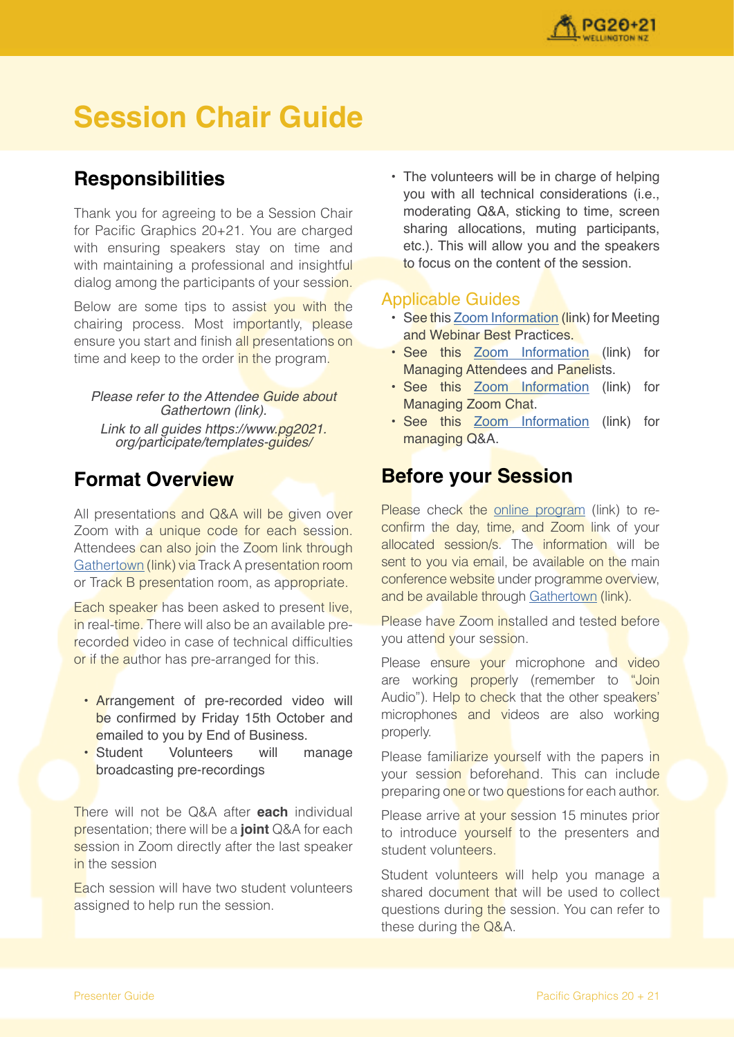# Session Chair Guide

## Responsibilities

Thank you for agreeing to be a Session Chair for Pacific Graphics 20+21. You are charged with ensuring speakers stay on time and with maintaining a professional and insightful dialog among the participants of your session.

Below are some tips to assist you with the chairing process. Most importantly, please ensure you start and finish all presentations on time and keep to the order in the program.

*Please refer to the Attendee Guide about Gathertown (link).*
*Link to all guides https://www.pg2021.org/participate/templates-guides/*

## Format Overview

All presentations and Q&A will be given over Zoom with a unique code for each session. Attendees can also join the Zoom link through Gathertown (link) via Track A presentation room or Track B presentation room, as appropriate.

Each speaker has been asked to present live, in real-time. There will also be an available pre-recorded video in case of technical difficulties or if the author has pre-arranged for this.

- Arrangement of pre-recorded video will be confirmed by Friday 15th October and emailed to you by End of Business.
- Student Volunteers will manage broadcasting pre-recordings

There will not be Q&A after **each** individual presentation; there will be a **joint** Q&A for each session in Zoom directly after the last speaker in the session

Each session will have two student volunteers assigned to help run the session.

- The volunteers will be in charge of helping you with all technical considerations (i.e., moderating Q&A, sticking to time, screen sharing allocations, muting participants, etc.). This will allow you and the speakers to focus on the content of the session.

### Applicable Guides

- See this Zoom Information (link) for Meeting and Webinar Best Practices.
- See this Zoom Information (link) for Managing Attendees and Panelists.
- See this Zoom Information (link) for Managing Zoom Chat.
- See this Zoom Information (link) for managing Q&A.

## Before your Session

Please check the online program (link) to re-confirm the day, time, and Zoom link of your allocated session/s. The information will be sent to you via email, be available on the main conference website under programme overview, and be available through Gathertown (link).

Please have Zoom installed and tested before you attend your session.

Please ensure your microphone and video are working properly (remember to "Join Audio"). Help to check that the other speakers' microphones and videos are also working properly.

Please familiarize yourself with the papers in your session beforehand. This can include preparing one or two questions for each author.

Please arrive at your session 15 minutes prior to introduce yourself to the presenters and student volunteers.

Student volunteers will help you manage a shared document that will be used to collect questions during the session. You can refer to these during the Q&A.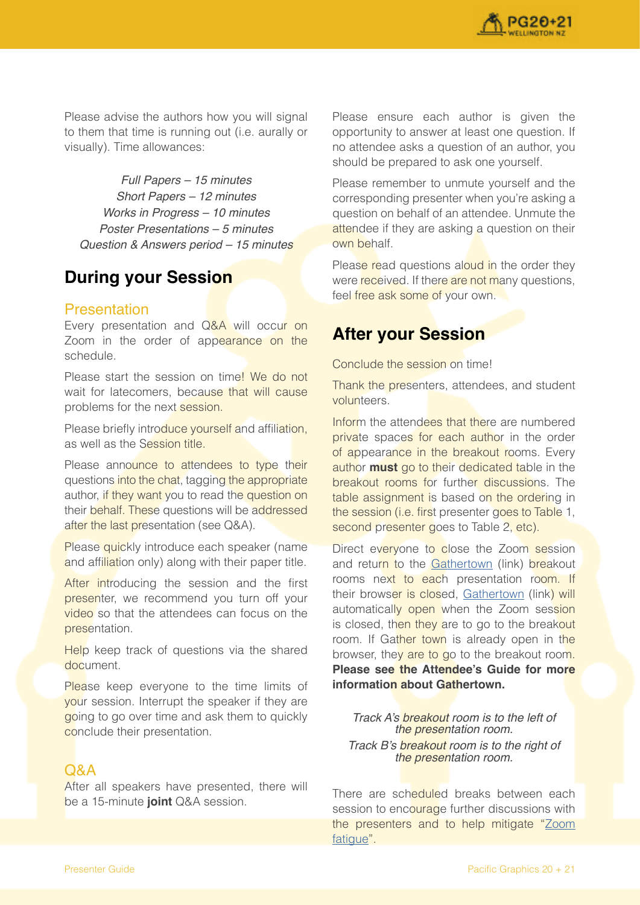Please advise the authors how you will signal to them that time is running out (i.e. aurally or visually). Time allowances:

*Full Papers – 15 minutes*
*Short Papers – 12 minutes*
*Works in Progress – 10 minutes*
*Poster Presentations – 5 minutes*
*Question & Answers period – 15 minutes*

## During your Session

### Presentation

Every presentation and Q&A will occur on Zoom in the order of appearance on the schedule.

Please start the session on time! We do not wait for latecomers, because that will cause problems for the next session.

Please briefly introduce yourself and affiliation, as well as the Session title.

Please announce to attendees to type their questions into the chat, tagging the appropriate author, if they want you to read the question on their behalf. These questions will be addressed after the last presentation (see Q&A).

Please quickly introduce each speaker (name and affiliation only) along with their paper title.

After introducing the session and the first presenter, we recommend you turn off your video so that the attendees can focus on the presentation.

Help keep track of questions via the shared document.

Please keep everyone to the time limits of your session. Interrupt the speaker if they are going to go over time and ask them to quickly conclude their presentation.

### Q&A

After all speakers have presented, there will be a 15-minute **joint** Q&A session.

Please ensure each author is given the opportunity to answer at least one question. If no attendee asks a question of an author, you should be prepared to ask one yourself.

Please remember to unmute yourself and the corresponding presenter when you're asking a question on behalf of an attendee. Unmute the attendee if they are asking a question on their own behalf.

Please read questions aloud in the order they were received. If there are not many questions, feel free ask some of your own.

## After your Session

Conclude the session on time!

Thank the presenters, attendees, and student volunteers.

Inform the attendees that there are numbered private spaces for each author in the order of appearance in the breakout rooms. Every author **must** go to their dedicated table in the breakout rooms for further discussions. The table assignment is based on the ordering in the session (i.e. first presenter goes to Table 1, second presenter goes to Table 2, etc).

Direct everyone to close the Zoom session and return to the Gathertown (link) breakout rooms next to each presentation room. If their browser is closed, Gathertown (link) will automatically open when the Zoom session is closed, then they are to go to the breakout room. If Gather town is already open in the browser, they are to go to the breakout room. **Please see the Attendee's Guide for more information about Gathertown.**

*Track A's breakout room is to the left of the presentation room.*
*Track B's breakout room is to the right of the presentation room.*

There are scheduled breaks between each session to encourage further discussions with the presenters and to help mitigate "Zoom fatigue".